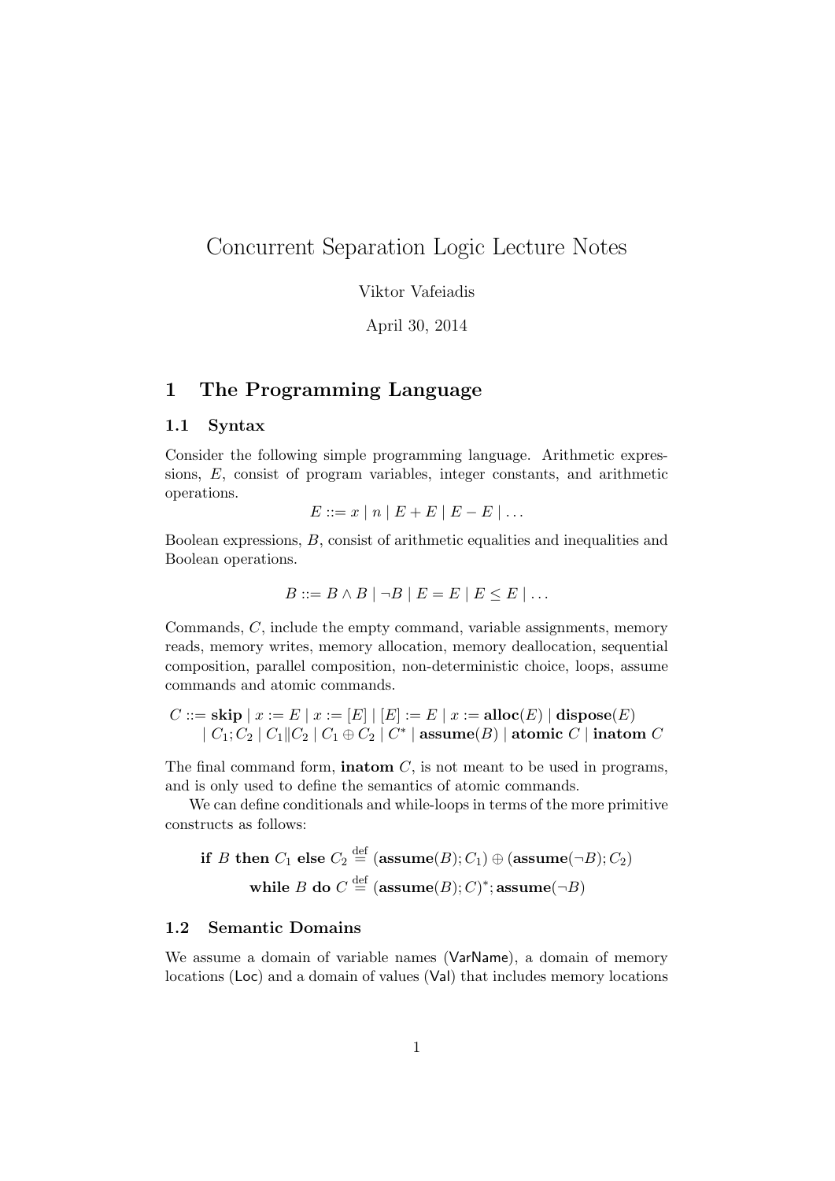# Concurrent Separation Logic Lecture Notes

Viktor Vafeiadis

April 30, 2014

## 1 The Programming Language

### 1.1 Syntax

Consider the following simple programming language. Arithmetic expressions, $E$, consist of program variables, integer constants, and arithmetic operations.

$$E ::= x \mid n \mid E + E \mid E - E \mid \ldots$$

Boolean expressions, $B$, consist of arithmetic equalities and inequalities and Boolean operations.

$$B ::= B \wedge B \mid \neg B \mid E = E \mid E \leq E \mid \ldots$$

Commands, $C$, include the empty command, variable assignments, memory reads, memory writes, memory allocation, memory deallocation, sequential composition, parallel composition, non-deterministic choice, loops, assume commands and atomic commands.

$$\begin{aligned} C ::= &\ \textbf{skip} \mid x := E \mid x := [E] \mid [E] := E \mid x := \textbf{alloc}(E) \mid \textbf{dispose}(E) \\ &\mid C_1; C_2 \mid C_1 \| C_2 \mid C_1 \oplus C_2 \mid C^* \mid \textbf{assume}(B) \mid \textbf{atomic}\ C \mid \textbf{inatom}\ C \end{aligned}$$

The final command form, **inatom** $C$, is not meant to be used in programs, and is only used to define the semantics of atomic commands.

We can define conditionals and while-loops in terms of the more primitive constructs as follows:

$$\textbf{if}\ B\ \textbf{then}\ C_1\ \textbf{else}\ C_2 \stackrel{\text{def}}{=} (\textbf{assume}(B); C_1) \oplus (\textbf{assume}(\neg B); C_2)$$

$$\textbf{while}\ B\ \textbf{do}\ C \stackrel{\text{def}}{=} (\textbf{assume}(B); C)^*; \textbf{assume}(\neg B)$$

### 1.2 Semantic Domains

We assume a domain of variable names (VarName), a domain of memory locations (Loc) and a domain of values (Val) that includes memory locations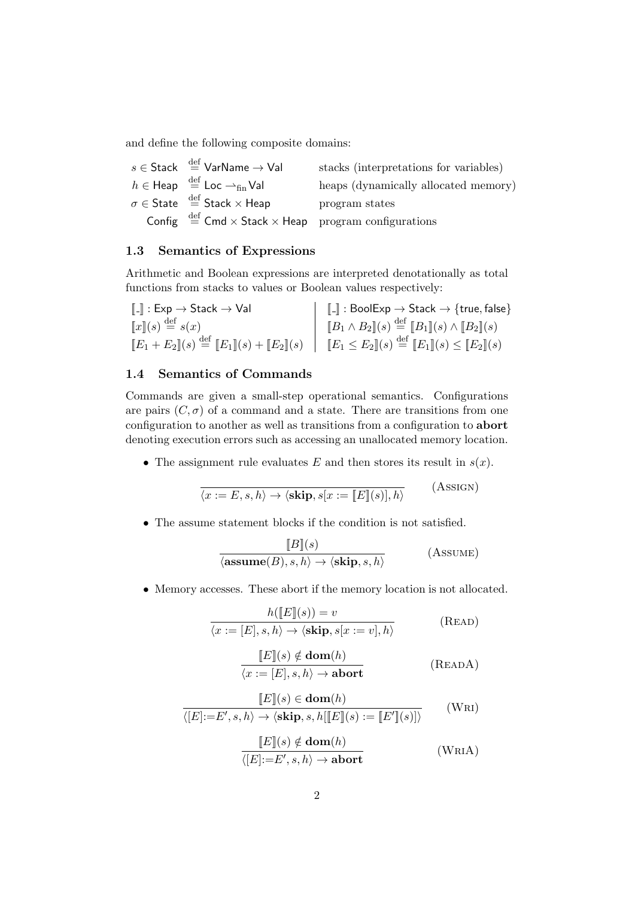and define the following composite domains:

| | | |
|---|---|---|
| $s \in \mathsf{Stack}$ | $\stackrel{\text{def}}{=} \mathsf{VarName} \to \mathsf{Val}$ | stacks (interpretations for variables) |
| $h \in \mathsf{Heap}$ | $\stackrel{\text{def}}{=} \mathsf{Loc} \rightharpoonup_{\text{fin}} \mathsf{Val}$ | heaps (dynamically allocated memory) |
| $\sigma \in \mathsf{State}$ | $\stackrel{\text{def}}{=} \mathsf{Stack} \times \mathsf{Heap}$ | program states |
| $\mathsf{Config}$ | $\stackrel{\text{def}}{=} \mathsf{Cmd} \times \mathsf{Stack} \times \mathsf{Heap}$ | program configurations |

### 1.3 Semantics of Expressions

Arithmetic and Boolean expressions are interpreted denotationally as total functions from stacks to values or Boolean values respectively:

$$\llbracket \_ \rrbracket : \mathsf{Exp} \to \mathsf{Stack} \to \mathsf{Val} \qquad \llbracket \_ \rrbracket : \mathsf{BoolExp} \to \mathsf{Stack} \to \{\mathsf{true}, \mathsf{false}\}$$

$$\llbracket x \rrbracket(s) \stackrel{\text{def}}{=} s(x) \qquad \llbracket B_1 \wedge B_2 \rrbracket(s) \stackrel{\text{def}}{=} \llbracket B_1 \rrbracket(s) \wedge \llbracket B_2 \rrbracket(s)$$

$$\llbracket E_1 + E_2 \rrbracket(s) \stackrel{\text{def}}{=} \llbracket E_1 \rrbracket(s) + \llbracket E_2 \rrbracket(s) \qquad \llbracket E_1 \leq E_2 \rrbracket(s) \stackrel{\text{def}}{=} \llbracket E_1 \rrbracket(s) \leq \llbracket E_2 \rrbracket(s)$$

### 1.4 Semantics of Commands

Commands are given a small-step operational semantics. Configurations are pairs $(C, \sigma)$ of a command and a state. There are transitions from one configuration to another as well as transitions from a configuration to **abort** denoting execution errors such as accessing an unallocated memory location.

- The assignment rule evaluates $E$ and then stores its result in $s(x)$.

$$\frac{}{\langle x := E, s, h \rangle \to \langle \textbf{skip}, s[x := \llbracket E \rrbracket(s)], h \rangle} \quad \text{(Assign)}$$

- The assume statement blocks if the condition is not satisfied.

$$\frac{\llbracket B \rrbracket(s)}{\langle \textbf{assume}(B), s, h \rangle \to \langle \textbf{skip}, s, h \rangle} \quad \text{(Assume)}$$

- Memory accesses. These abort if the memory location is not allocated.

$$\frac{h(\llbracket E \rrbracket(s)) = v}{\langle x := [E], s, h \rangle \to \langle \textbf{skip}, s[x := v], h \rangle} \quad \text{(Read)}$$

$$\frac{\llbracket E \rrbracket(s) \notin \textbf{dom}(h)}{\langle x := [E], s, h \rangle \to \textbf{abort}} \quad \text{(ReadA)}$$

$$\frac{\llbracket E \rrbracket(s) \in \textbf{dom}(h)}{\langle [E]{:=}E', s, h \rangle \to \langle \textbf{skip}, s, h[\llbracket E \rrbracket(s) := \llbracket E' \rrbracket(s)] \rangle} \quad \text{(Wri)}$$

$$\frac{\llbracket E \rrbracket(s) \notin \textbf{dom}(h)}{\langle [E]{:=}E', s, h \rangle \to \textbf{abort}} \quad \text{(WriA)}$$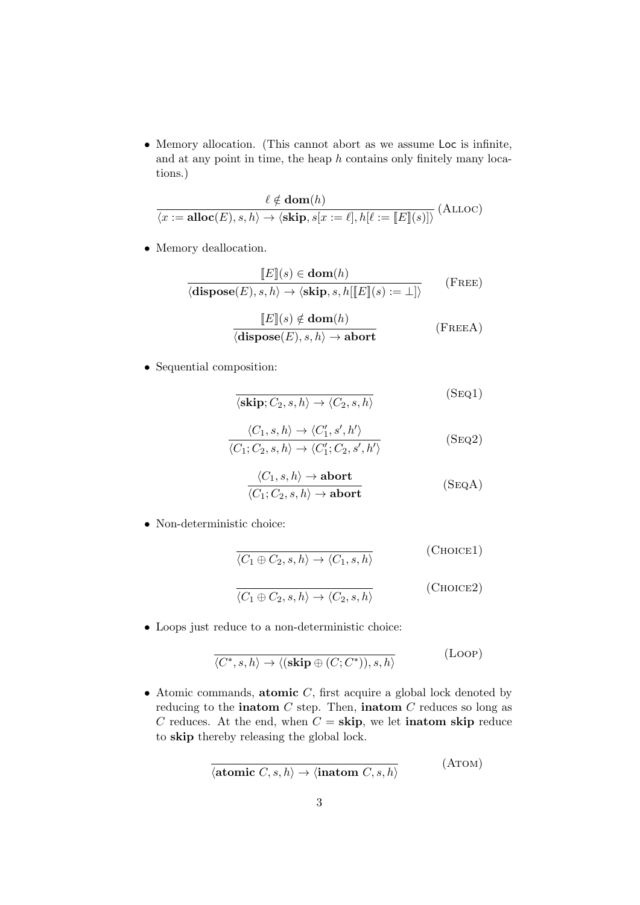- Memory allocation. (This cannot abort as we assume $\mathsf{Loc}$ is infinite, and at any point in time, the heap $h$ contains only finitely many locations.)

$$\frac{\ell \notin \mathbf{dom}(h)}{\langle x := \mathbf{alloc}(E), s, h\rangle \to \langle \mathbf{skip}, s[x := \ell], h[\ell := [\![E]\!](s)]\rangle} \text{ (Alloc)}$$

- Memory deallocation.

$$\frac{[\![E]\!](s) \in \mathbf{dom}(h)}{\langle \mathbf{dispose}(E), s, h\rangle \to \langle \mathbf{skip}, s, h[[\![E]\!](s) := \bot]\rangle} \qquad \text{(Free)}$$

$$\frac{[\![E]\!](s) \notin \mathbf{dom}(h)}{\langle \mathbf{dispose}(E), s, h\rangle \to \mathbf{abort}} \qquad \text{(FreeA)}$$

- Sequential composition:

$$\frac{}{\langle \mathbf{skip}; C_2, s, h\rangle \to \langle C_2, s, h\rangle} \qquad \text{(Seq1)}$$

$$\frac{\langle C_1, s, h\rangle \to \langle C_1', s', h'\rangle}{\langle C_1; C_2, s, h\rangle \to \langle C_1'; C_2, s', h'\rangle} \qquad \text{(Seq2)}$$

$$\frac{\langle C_1, s, h\rangle \to \mathbf{abort}}{\langle C_1; C_2, s, h\rangle \to \mathbf{abort}} \qquad \text{(SeqA)}$$

- Non-deterministic choice:

$$\frac{}{\langle C_1 \oplus C_2, s, h\rangle \to \langle C_1, s, h\rangle} \qquad \text{(Choice1)}$$

$$\frac{}{\langle C_1 \oplus C_2, s, h\rangle \to \langle C_2, s, h\rangle} \qquad \text{(Choice2)}$$

- Loops just reduce to a non-deterministic choice:

$$\frac{}{\langle C^*, s, h\rangle \to \langle (\mathbf{skip} \oplus (C; C^*)), s, h\rangle} \qquad \text{(Loop)}$$

- Atomic commands, **atomic** $C$, first acquire a global lock denoted by reducing to the **inatom** $C$ step. Then, **inatom** $C$ reduces so long as $C$ reduces. At the end, when $C = \mathbf{skip}$, we let **inatom skip** reduce to **skip** thereby releasing the global lock.

$$\frac{}{\langle \mathbf{atomic}\ C, s, h\rangle \to \langle \mathbf{inatom}\ C, s, h\rangle} \qquad \text{(Atom)}$$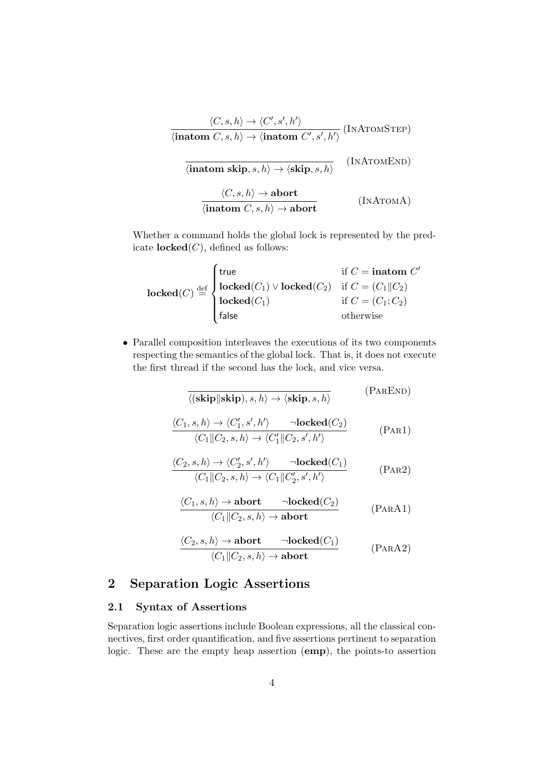$$\frac{\langle C, s, h\rangle \to \langle C', s', h'\rangle}{\langle \textbf{inatom } C, s, h\rangle \to \langle \textbf{inatom } C', s', h'\rangle} \text{ (InAtomStep)}$$

$$\frac{}{\langle \textbf{inatom skip}, s, h\rangle \to \langle \textbf{skip}, s, h\rangle} \text{ (InAtomEnd)}$$

$$\frac{\langle C, s, h\rangle \to \textbf{abort}}{\langle \textbf{inatom } C, s, h\rangle \to \textbf{abort}} \text{ (InAtomA)}$$

Whether a command holds the global lock is represented by the predicate $\textbf{locked}(C)$, defined as follows:

$$\textbf{locked}(C) \stackrel{\text{def}}{=} \begin{cases} \mathsf{true} & \text{if } C = \textbf{inatom } C' \\ \textbf{locked}(C_1) \vee \textbf{locked}(C_2) & \text{if } C = (C_1 \| C_2) \\ \textbf{locked}(C_1) & \text{if } C = (C_1; C_2) \\ \mathsf{false} & \text{otherwise} \end{cases}$$

- Parallel composition interleaves the executions of its two components respecting the semantics of the global lock. That is, it does not execute the first thread if the second has the lock, and vice versa.

$$\frac{}{\langle (\textbf{skip} \| \textbf{skip}), s, h\rangle \to \langle \textbf{skip}, s, h\rangle} \text{ (ParEnd)}$$

$$\frac{\langle C_1, s, h\rangle \to \langle C_1', s', h'\rangle \qquad \neg\textbf{locked}(C_2)}{\langle C_1 \| C_2, s, h\rangle \to \langle C_1' \| C_2, s', h'\rangle} \text{ (Par1)}$$

$$\frac{\langle C_2, s, h\rangle \to \langle C_2', s', h'\rangle \qquad \neg\textbf{locked}(C_1)}{\langle C_1 \| C_2, s, h\rangle \to \langle C_1 \| C_2', s', h'\rangle} \text{ (Par2)}$$

$$\frac{\langle C_1, s, h\rangle \to \textbf{abort} \qquad \neg\textbf{locked}(C_2)}{\langle C_1 \| C_2, s, h\rangle \to \textbf{abort}} \text{ (ParA1)}$$

$$\frac{\langle C_2, s, h\rangle \to \textbf{abort} \qquad \neg\textbf{locked}(C_1)}{\langle C_1 \| C_2, s, h\rangle \to \textbf{abort}} \text{ (ParA2)}$$

## 2 Separation Logic Assertions

### 2.1 Syntax of Assertions

Separation logic assertions include Boolean expressions, all the classical connectives, first order quantification, and five assertions pertinent to separation logic. These are the empty heap assertion (**emp**), the points-to assertion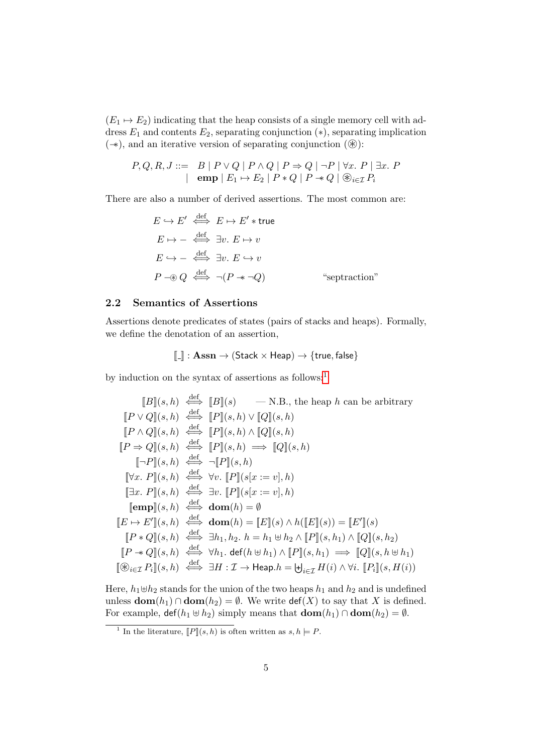$(E_1 \mapsto E_2)$ indicating that the heap consists of a single memory cell with address $E_1$ and contents $E_2$, separating conjunction $(*)$, separating implication $(-\!\!*)$, and an iterative version of separating conjunction $(\circledast)$:

$$
\begin{array}{rl}
P, Q, R, J ::= & B \mid P \vee Q \mid P \wedge Q \mid P \Rightarrow Q \mid \neg P \mid \forall x.\ P \mid \exists x.\ P \\
\mid & \mathbf{emp} \mid E_1 \mapsto E_2 \mid P * Q \mid P -\!\!* Q \mid \circledast_{i \in \mathcal{I}} P_i
\end{array}
$$

There are also a number of derived assertions. The most common are:

$$
\begin{array}{rcll}
E \hookrightarrow E' & \stackrel{\text{def}}{\iff} & E \mapsto E' * \mathsf{true} & \\
E \mapsto - & \stackrel{\text{def}}{\iff} & \exists v.\ E \mapsto v & \\
E \hookrightarrow - & \stackrel{\text{def}}{\iff} & \exists v.\ E \hookrightarrow v & \\
P -\!\!\circledast Q & \stackrel{\text{def}}{\iff} & \neg(P -\!\!* \neg Q) & \text{“septraction”}
\end{array}
$$

## 2.2 Semantics of Assertions

Assertions denote predicates of states (pairs of stacks and heaps). Formally, we define the denotation of an assertion,

$$
[\![\_]\!] : \mathbf{Assn} \rightarrow (\mathsf{Stack} \times \mathsf{Heap}) \rightarrow \{\mathsf{true}, \mathsf{false}\}
$$

by induction on the syntax of assertions as follows:[1]

$$
\begin{array}{rcll}
[\![B]\!](s,h) & \stackrel{\text{def}}{\iff} & [\![B]\!](s) & \text{— N.B., the heap } h \text{ can be arbitrary} \\
[\![P \vee Q]\!](s,h) & \stackrel{\text{def}}{\iff} & [\![P]\!](s,h) \vee [\![Q]\!](s,h) & \\
[\![P \wedge Q]\!](s,h) & \stackrel{\text{def}}{\iff} & [\![P]\!](s,h) \wedge [\![Q]\!](s,h) & \\
[\![P \Rightarrow Q]\!](s,h) & \stackrel{\text{def}}{\iff} & [\![P]\!](s,h) \implies [\![Q]\!](s,h) & \\
[\![\neg P]\!](s,h) & \stackrel{\text{def}}{\iff} & \neg [\![P]\!](s,h) & \\
[\![\forall x.\ P]\!](s,h) & \stackrel{\text{def}}{\iff} & \forall v.\ [\![P]\!](s[x := v], h) & \\
[\![\exists x.\ P]\!](s,h) & \stackrel{\text{def}}{\iff} & \exists v.\ [\![P]\!](s[x := v], h) & \\
[\![\mathbf{emp}]\!](s,h) & \stackrel{\text{def}}{\iff} & \mathbf{dom}(h) = \emptyset & \\
[\![E \mapsto E']\!](s,h) & \stackrel{\text{def}}{\iff} & \mathbf{dom}(h) = [\![E]\!](s) \wedge h([\![E]\!](s)) = [\![E']\!](s) & \\
[\![P * Q]\!](s,h) & \stackrel{\text{def}}{\iff} & \exists h_1, h_2.\ h = h_1 \uplus h_2 \wedge [\![P]\!](s,h_1) \wedge [\![Q]\!](s,h_2) & \\
[\![P -\!\!* Q]\!](s,h) & \stackrel{\text{def}}{\iff} & \forall h_1.\ \mathsf{def}(h \uplus h_1) \wedge [\![P]\!](s,h_1) \implies [\![Q]\!](s, h \uplus h_1) & \\
[\![\circledast_{i \in \mathcal{I}} P_i]\!](s,h) & \stackrel{\text{def}}{\iff} & \exists H : \mathcal{I} \rightarrow \mathsf{Heap}.\ h = \biguplus_{i \in \mathcal{I}} H(i) \wedge \forall i.\ [\![P_i]\!](s, H(i)) &
\end{array}
$$

Here, $h_1 \uplus h_2$ stands for the union of the two heaps $h_1$ and $h_2$ and is undefined unless $\mathbf{dom}(h_1) \cap \mathbf{dom}(h_2) = \emptyset$. We write $\mathsf{def}(X)$ to say that $X$ is defined. For example, $\mathsf{def}(h_1 \uplus h_2)$ simply means that $\mathbf{dom}(h_1) \cap \mathbf{dom}(h_2) = \emptyset$.

[1] In the literature, $[\![P]\!](s,h)$ is often written as $s, h \models P$.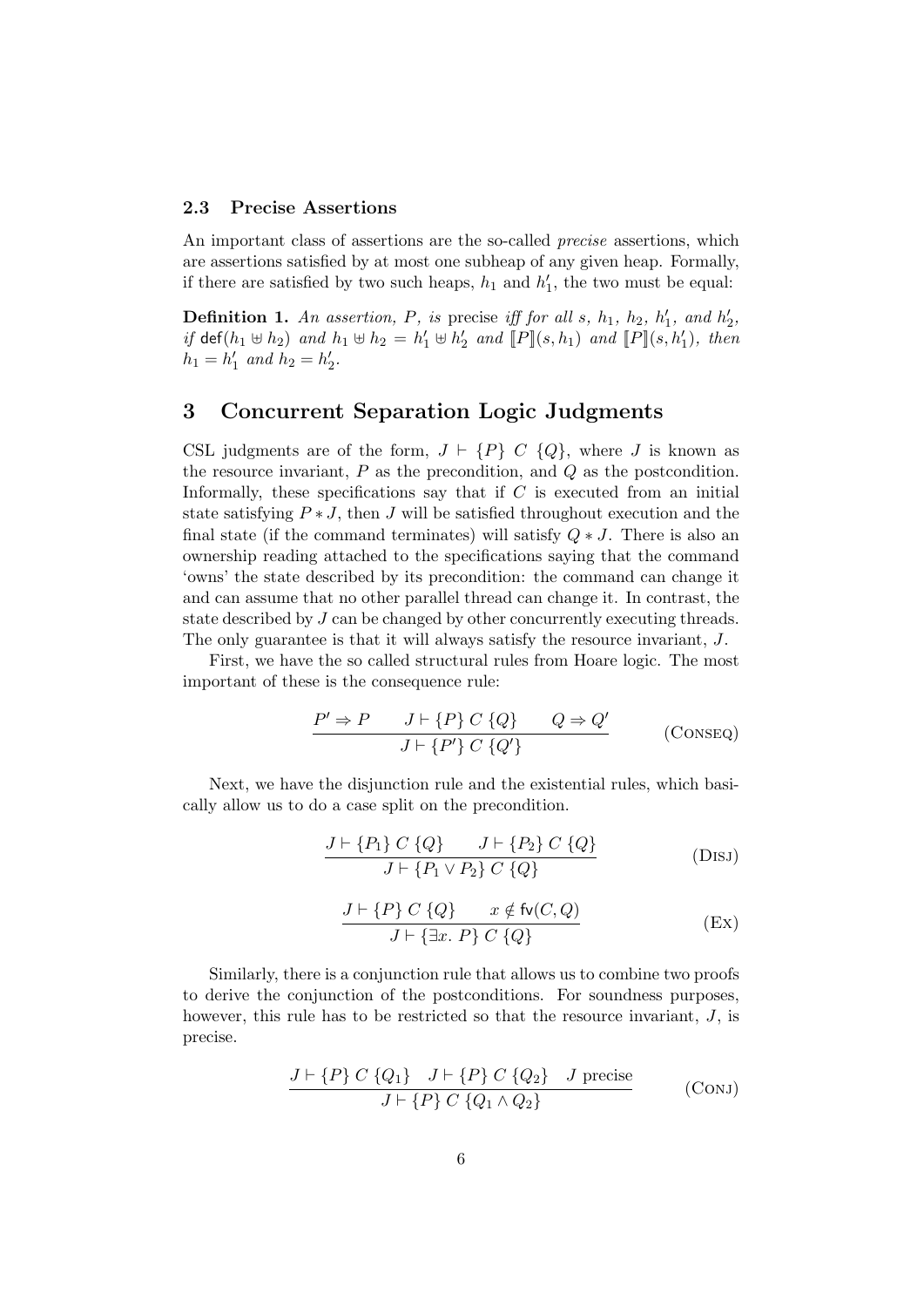### 2.3 Precise Assertions

An important class of assertions are the so-called *precise* assertions, which are assertions satisfied by at most one subheap of any given heap. Formally, if there are satisfied by two such heaps, $h_1$ and $h_1'$, the two must be equal:

**Definition 1.** *An assertion, $P$, is* precise *iff for all $s$, $h_1$, $h_2$, $h_1'$, and $h_2'$, if $\mathsf{def}(h_1 \uplus h_2)$ and $h_1 \uplus h_2 = h_1' \uplus h_2'$ and $[\![P]\!](s, h_1)$ and $[\![P]\!](s, h_1')$, then $h_1 = h_1'$ and $h_2 = h_2'$.*

## 3 Concurrent Separation Logic Judgments

CSL judgments are of the form, $J \vdash \{P\}\ C\ \{Q\}$, where $J$ is known as the resource invariant, $P$ as the precondition, and $Q$ as the postcondition. Informally, these specifications say that if $C$ is executed from an initial state satisfying $P * J$, then $J$ will be satisfied throughout execution and the final state (if the command terminates) will satisfy $Q * J$. There is also an ownership reading attached to the specifications saying that the command 'owns' the state described by its precondition: the command can change it and can assume that no other parallel thread can change it. In contrast, the state described by $J$ can be changed by other concurrently executing threads. The only guarantee is that it will always satisfy the resource invariant, $J$.

First, we have the so called structural rules from Hoare logic. The most important of these is the consequence rule:

$$\frac{P' \Rightarrow P \qquad J \vdash \{P\}\ C\ \{Q\} \qquad Q \Rightarrow Q'}{J \vdash \{P'\}\ C\ \{Q'\}} \quad (\textsc{Conseq})$$

Next, we have the disjunction rule and the existential rules, which basically allow us to do a case split on the precondition.

$$\frac{J \vdash \{P_1\}\ C\ \{Q\} \qquad J \vdash \{P_2\}\ C\ \{Q\}}{J \vdash \{P_1 \vee P_2\}\ C\ \{Q\}} \quad (\textsc{Disj})$$

$$\frac{J \vdash \{P\}\ C\ \{Q\} \qquad x \notin \mathsf{fv}(C, Q)}{J \vdash \{\exists x.\ P\}\ C\ \{Q\}} \quad (\textsc{Ex})$$

Similarly, there is a conjunction rule that allows us to combine two proofs to derive the conjunction of the postconditions. For soundness purposes, however, this rule has to be restricted so that the resource invariant, $J$, is precise.

$$\frac{J \vdash \{P\}\ C\ \{Q_1\} \quad J \vdash \{P\}\ C\ \{Q_2\} \quad J \text{ precise}}{J \vdash \{P\}\ C\ \{Q_1 \wedge Q_2\}} \quad (\textsc{Conj})$$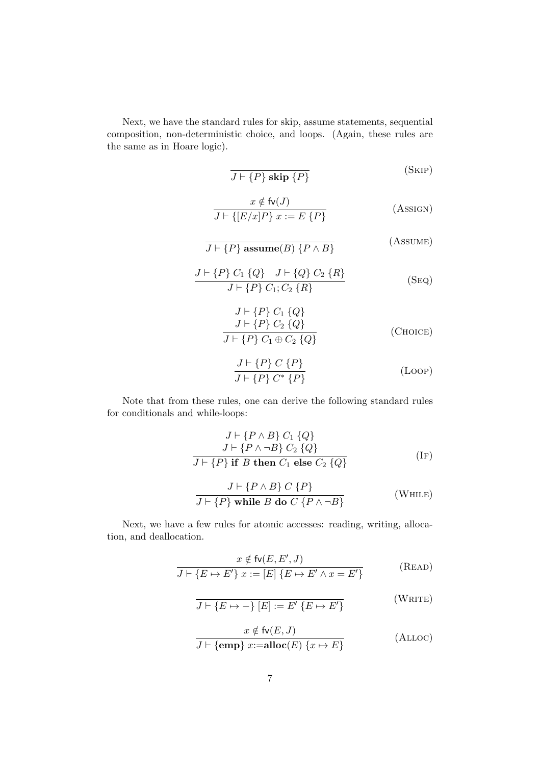Next, we have the standard rules for skip, assume statements, sequential composition, non-deterministic choice, and loops. (Again, these rules are the same as in Hoare logic).

$$\frac{}{J \vdash \{P\}\ \mathbf{skip}\ \{P\}} \quad (\textsc{Skip})$$

$$\frac{x \notin \mathsf{fv}(J)}{J \vdash \{[E/x]P\}\ x := E\ \{P\}} \quad (\textsc{Assign})$$

$$\frac{}{J \vdash \{P\}\ \mathbf{assume}(B)\ \{P \wedge B\}} \quad (\textsc{Assume})$$

$$\frac{J \vdash \{P\}\ C_1\ \{Q\} \quad J \vdash \{Q\}\ C_2\ \{R\}}{J \vdash \{P\}\ C_1; C_2\ \{R\}} \quad (\textsc{Seq})$$

$$\frac{\begin{array}{c} J \vdash \{P\}\ C_1\ \{Q\} \\ J \vdash \{P\}\ C_2\ \{Q\} \end{array}}{J \vdash \{P\}\ C_1 \oplus C_2\ \{Q\}} \quad (\textsc{Choice})$$

$$\frac{J \vdash \{P\}\ C\ \{P\}}{J \vdash \{P\}\ C^*\ \{P\}} \quad (\textsc{Loop})$$

Note that from these rules, one can derive the following standard rules for conditionals and while-loops:

$$\frac{\begin{array}{c} J \vdash \{P \wedge B\}\ C_1\ \{Q\} \\ J \vdash \{P \wedge \neg B\}\ C_2\ \{Q\} \end{array}}{J \vdash \{P\}\ \mathbf{if}\ B\ \mathbf{then}\ C_1\ \mathbf{else}\ C_2\ \{Q\}} \quad (\textsc{If})$$

$$\frac{J \vdash \{P \wedge B\}\ C\ \{P\}}{J \vdash \{P\}\ \mathbf{while}\ B\ \mathbf{do}\ C\ \{P \wedge \neg B\}} \quad (\textsc{While})$$

Next, we have a few rules for atomic accesses: reading, writing, allocation, and deallocation.

$$\frac{x \notin \mathsf{fv}(E, E', J)}{J \vdash \{E \mapsto E'\}\ x := [E]\ \{E \mapsto E' \wedge x = E'\}} \quad (\textsc{Read})$$

$$\frac{}{J \vdash \{E \mapsto -\}\ [E] := E'\ \{E \mapsto E'\}} \quad (\textsc{Write})$$

$$\frac{x \notin \mathsf{fv}(E, J)}{J \vdash \{\mathbf{emp}\}\ x{:=}\mathbf{alloc}(E)\ \{x \mapsto E\}} \quad (\textsc{Alloc})$$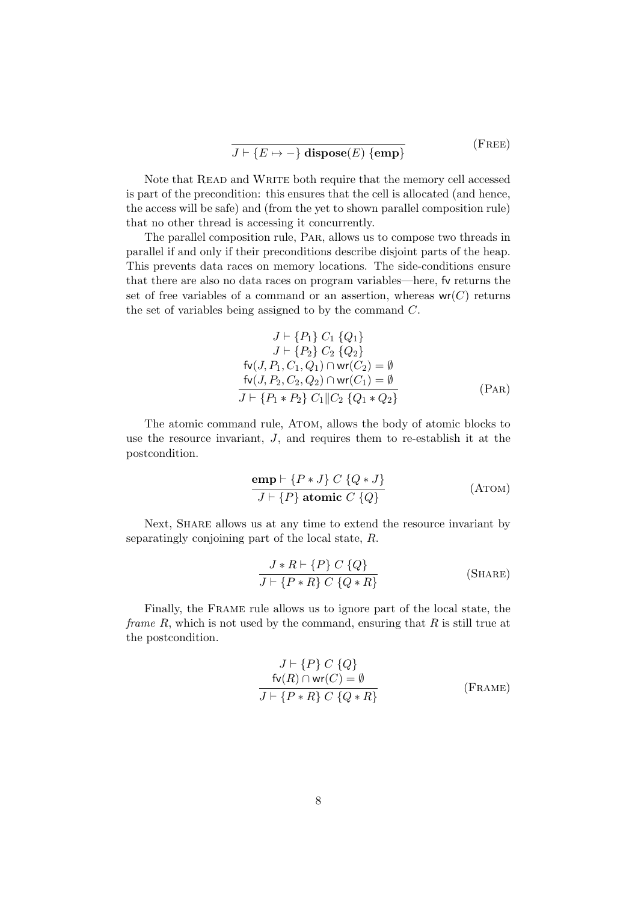$$\frac{}{J \vdash \{E \mapsto -\}\ \mathbf{dispose}(E)\ \{\mathbf{emp}\}} \qquad \text{(FREE)}$$

Note that READ and WRITE both require that the memory cell accessed is part of the precondition: this ensures that the cell is allocated (and hence, the access will be safe) and (from the yet to shown parallel composition rule) that no other thread is accessing it concurrently.

The parallel composition rule, PAR, allows us to compose two threads in parallel if and only if their preconditions describe disjoint parts of the heap. This prevents data races on memory locations. The side-conditions ensure that there are also no data races on program variables—here, fv returns the set of free variables of a command or an assertion, whereas $\mathsf{wr}(C)$ returns the set of variables being assigned to by the command $C$.

$$\frac{\begin{array}{c} J \vdash \{P_1\}\ C_1\ \{Q_1\} \\ J \vdash \{P_2\}\ C_2\ \{Q_2\} \\ \mathsf{fv}(J, P_1, C_1, Q_1) \cap \mathsf{wr}(C_2) = \emptyset \\ \mathsf{fv}(J, P_2, C_2, Q_2) \cap \mathsf{wr}(C_1) = \emptyset \end{array}}{J \vdash \{P_1 * P_2\}\ C_1 \| C_2\ \{Q_1 * Q_2\}} \qquad \text{(PAR)}$$

The atomic command rule, ATOM, allows the body of atomic blocks to use the resource invariant, $J$, and requires them to re-establish it at the postcondition.

$$\frac{\mathbf{emp} \vdash \{P * J\}\ C\ \{Q * J\}}{J \vdash \{P\}\ \mathbf{atomic}\ C\ \{Q\}} \qquad \text{(ATOM)}$$

Next, SHARE allows us at any time to extend the resource invariant by separatingly conjoining part of the local state, $R$.

$$\frac{J * R \vdash \{P\}\ C\ \{Q\}}{J \vdash \{P * R\}\ C\ \{Q * R\}} \qquad \text{(SHARE)}$$

Finally, the FRAME rule allows us to ignore part of the local state, the *frame* $R$, which is not used by the command, ensuring that $R$ is still true at the postcondition.

$$\frac{\begin{array}{c} J \vdash \{P\}\ C\ \{Q\} \\ \mathsf{fv}(R) \cap \mathsf{wr}(C) = \emptyset \end{array}}{J \vdash \{P * R\}\ C\ \{Q * R\}} \qquad \text{(FRAME)}$$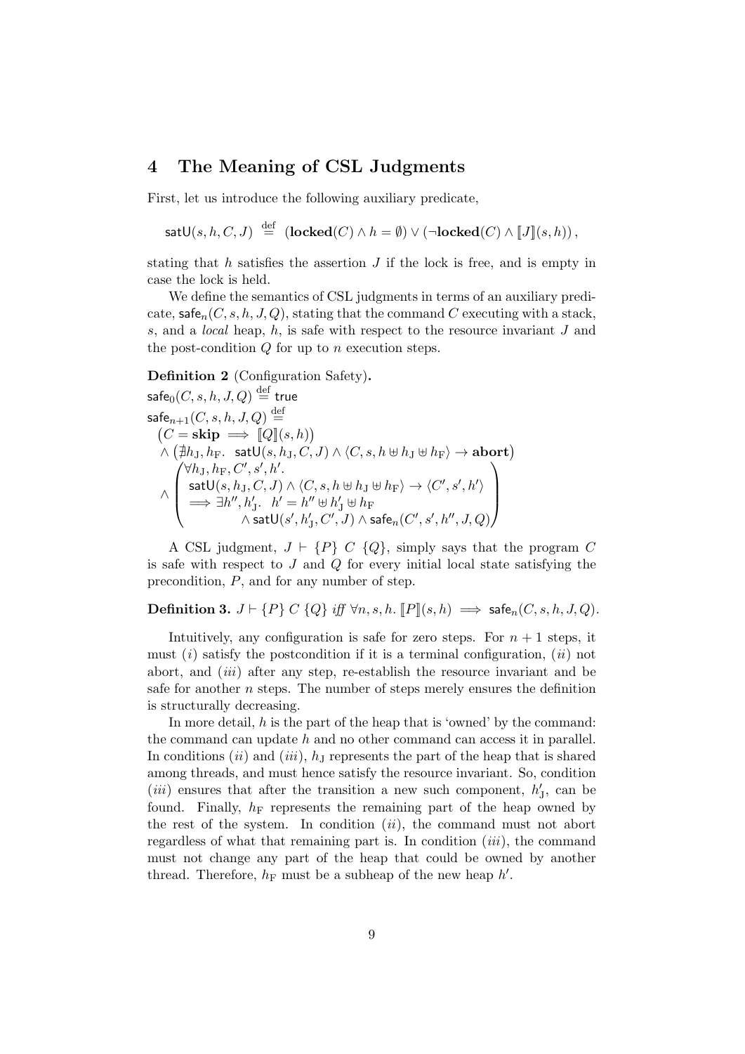## 4 The Meaning of CSL Judgments

First, let us introduce the following auxiliary predicate,

$$\mathsf{satU}(s, h, C, J) \stackrel{\text{def}}{=} (\mathbf{locked}(C) \wedge h = \emptyset) \vee (\neg\mathbf{locked}(C) \wedge [\![J]\!](s, h)),$$

stating that $h$ satisfies the assertion $J$ if the lock is free, and is empty in case the lock is held.

We define the semantics of CSL judgments in terms of an auxiliary predicate, $\mathsf{safe}_n(C, s, h, J, Q)$, stating that the command $C$ executing with a stack, $s$, and a *local* heap, $h$, is safe with respect to the resource invariant $J$ and the post-condition $Q$ for up to $n$ execution steps.

**Definition 2** (Configuration Safety)**.**

$$
\begin{aligned}
&\mathsf{safe}_0(C, s, h, J, Q) \stackrel{\text{def}}{=} \mathsf{true} \\
&\mathsf{safe}_{n+1}(C, s, h, J, Q) \stackrel{\text{def}}{=} \\
&\quad \big(C = \mathbf{skip} \implies [\![Q]\!](s, h)\big) \\
&\quad \wedge \big(\nexists h_\mathrm{J}, h_\mathrm{F}.\ \ \mathsf{satU}(s, h_\mathrm{J}, C, J) \wedge \langle C, s, h \uplus h_\mathrm{J} \uplus h_\mathrm{F}\rangle \to \mathbf{abort}\big) \\
&\quad \wedge \begin{pmatrix} \forall h_\mathrm{J}, h_\mathrm{F}, C', s', h'. \\ \mathsf{satU}(s, h_\mathrm{J}, C, J) \wedge \langle C, s, h \uplus h_\mathrm{J} \uplus h_\mathrm{F}\rangle \to \langle C', s', h'\rangle \\ \implies \exists h'', h'_\mathrm{J}.\ \ h' = h'' \uplus h'_\mathrm{J} \uplus h_\mathrm{F} \\ \qquad\qquad \wedge\, \mathsf{satU}(s', h'_\mathrm{J}, C', J) \wedge \mathsf{safe}_n(C', s', h'', J, Q) \end{pmatrix}
\end{aligned}
$$

A CSL judgment, $J \vdash \{P\}\ C\ \{Q\}$, simply says that the program $C$ is safe with respect to $J$ and $Q$ for every initial local state satisfying the precondition, $P$, and for any number of step.

**Definition 3.** $J \vdash \{P\}\ C\ \{Q\}$ *iff* $\forall n, s, h.\ [\![P]\!](s, h) \implies \mathsf{safe}_n(C, s, h, J, Q)$.

Intuitively, any configuration is safe for zero steps. For $n + 1$ steps, it must $(i)$ satisfy the postcondition if it is a terminal configuration, $(ii)$ not abort, and $(iii)$ after any step, re-establish the resource invariant and be safe for another $n$ steps. The number of steps merely ensures the definition is structurally decreasing.

In more detail, $h$ is the part of the heap that is 'owned' by the command: the command can update $h$ and no other command can access it in parallel. In conditions $(ii)$ and $(iii)$, $h_\mathrm{J}$ represents the part of the heap that is shared among threads, and must hence satisfy the resource invariant. So, condition $(iii)$ ensures that after the transition a new such component, $h'_\mathrm{J}$, can be found. Finally, $h_\mathrm{F}$ represents the remaining part of the heap owned by the rest of the system. In condition $(ii)$, the command must not abort regardless of what that remaining part is. In condition $(iii)$, the command must not change any part of the heap that could be owned by another thread. Therefore, $h_\mathrm{F}$ must be a subheap of the new heap $h'$.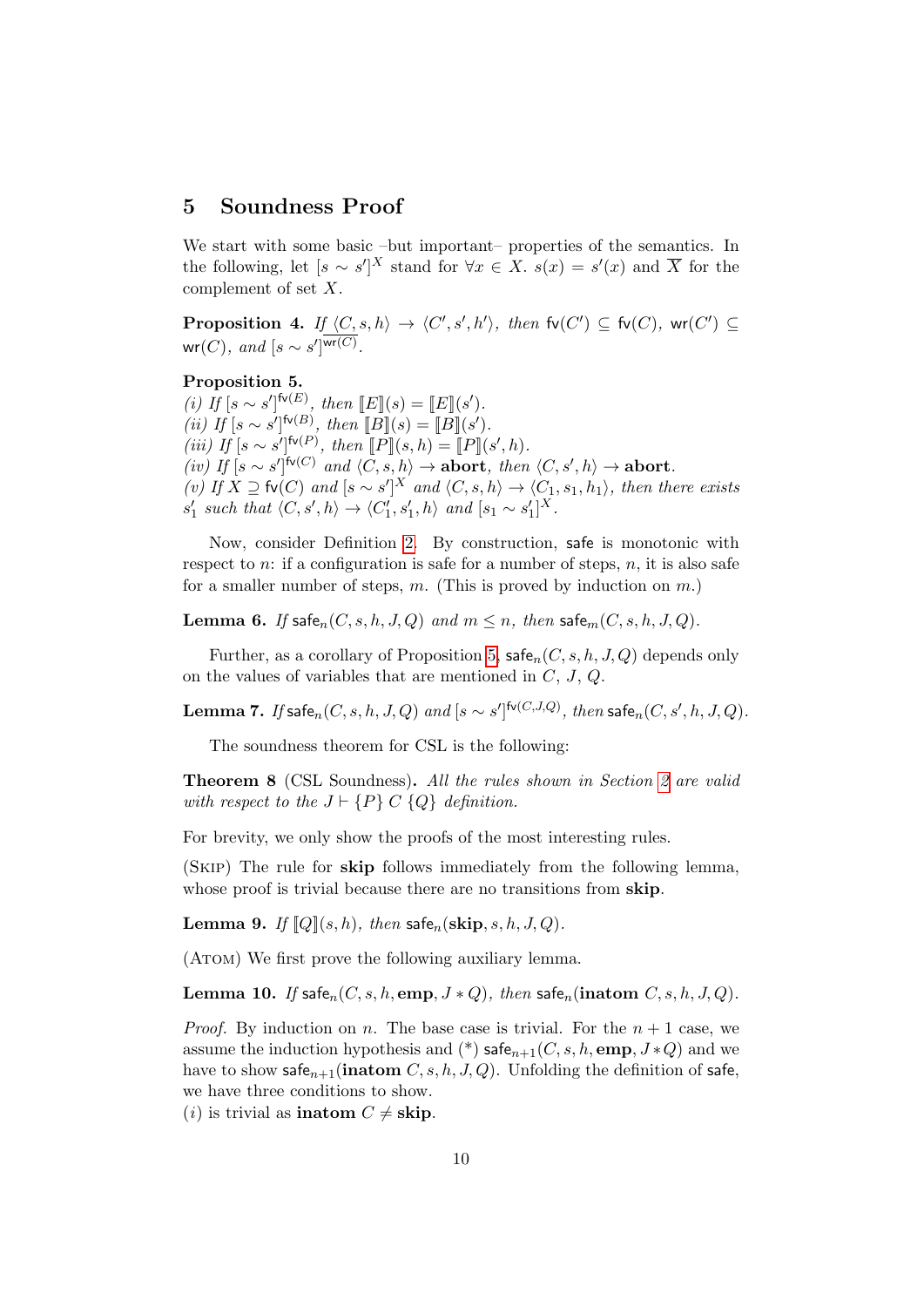## 5 Soundness Proof

We start with some basic –but important– properties of the semantics. In the following, let $[s \sim s']^X$ stand for $\forall x \in X.\ s(x) = s'(x)$ and $\overline{X}$ for the complement of set $X$.

**Proposition 4.** *If $\langle C, s, h \rangle \to \langle C', s', h' \rangle$, then $\mathsf{fv}(C') \subseteq \mathsf{fv}(C)$, $\mathsf{wr}(C') \subseteq \mathsf{wr}(C)$, and $[s \sim s']^{\overline{\mathsf{wr}(C)}}$.*

**Proposition 5.**
*(i) If $[s \sim s']^{\mathsf{fv}(E)}$, then $[\![E]\!](s) = [\![E]\!](s')$.*
*(ii) If $[s \sim s']^{\mathsf{fv}(B)}$, then $[\![B]\!](s) = [\![B]\!](s')$.*
*(iii) If $[s \sim s']^{\mathsf{fv}(P)}$, then $[\![P]\!](s, h) = [\![P]\!](s', h)$.*
*(iv) If $[s \sim s']^{\mathsf{fv}(C)}$ and $\langle C, s, h \rangle \to \mathbf{abort}$, then $\langle C, s', h \rangle \to \mathbf{abort}$.*
*(v) If $X \supseteq \mathsf{fv}(C)$ and $[s \sim s']^X$ and $\langle C, s, h \rangle \to \langle C_1, s_1, h_1 \rangle$, then there exists $s_1'$ such that $\langle C, s', h \rangle \to \langle C_1', s_1', h \rangle$ and $[s_1 \sim s_1']^X$.*

Now, consider Definition 2. By construction, $\mathsf{safe}$ is monotonic with respect to $n$: if a configuration is safe for a number of steps, $n$, it is also safe for a smaller number of steps, $m$. (This is proved by induction on $m$.)

**Lemma 6.** *If $\mathsf{safe}_n(C, s, h, J, Q)$ and $m \leq n$, then $\mathsf{safe}_m(C, s, h, J, Q)$.*

Further, as a corollary of Proposition 5, $\mathsf{safe}_n(C, s, h, J, Q)$ depends only on the values of variables that are mentioned in $C$, $J$, $Q$.

**Lemma 7.** *If $\mathsf{safe}_n(C, s, h, J, Q)$ and $[s \sim s']^{\mathsf{fv}(C,J,Q)}$, then $\mathsf{safe}_n(C, s', h, J, Q)$.*

The soundness theorem for CSL is the following:

**Theorem 8** (CSL Soundness)**.** *All the rules shown in Section 2 are valid with respect to the $J \vdash \{P\}\ C\ \{Q\}$ definition.*

For brevity, we only show the proofs of the most interesting rules.

(Skip) The rule for **skip** follows immediately from the following lemma, whose proof is trivial because there are no transitions from **skip**.

**Lemma 9.** *If $[\![Q]\!](s, h)$, then $\mathsf{safe}_n(\mathbf{skip}, s, h, J, Q)$.*

(Atom) We first prove the following auxiliary lemma.

**Lemma 10.** *If $\mathsf{safe}_n(C, s, h, \mathbf{emp}, J * Q)$, then $\mathsf{safe}_n(\mathbf{inatom}\ C, s, h, J, Q)$.*

*Proof.* By induction on $n$. The base case is trivial. For the $n+1$ case, we assume the induction hypothesis and (*) $\mathsf{safe}_{n+1}(C, s, h, \mathbf{emp}, J * Q)$ and we have to show $\mathsf{safe}_{n+1}(\mathbf{inatom}\ C, s, h, J, Q)$. Unfolding the definition of $\mathsf{safe}$, we have three conditions to show.
$(i)$ is trivial as $\mathbf{inatom}\ C \neq \mathbf{skip}$.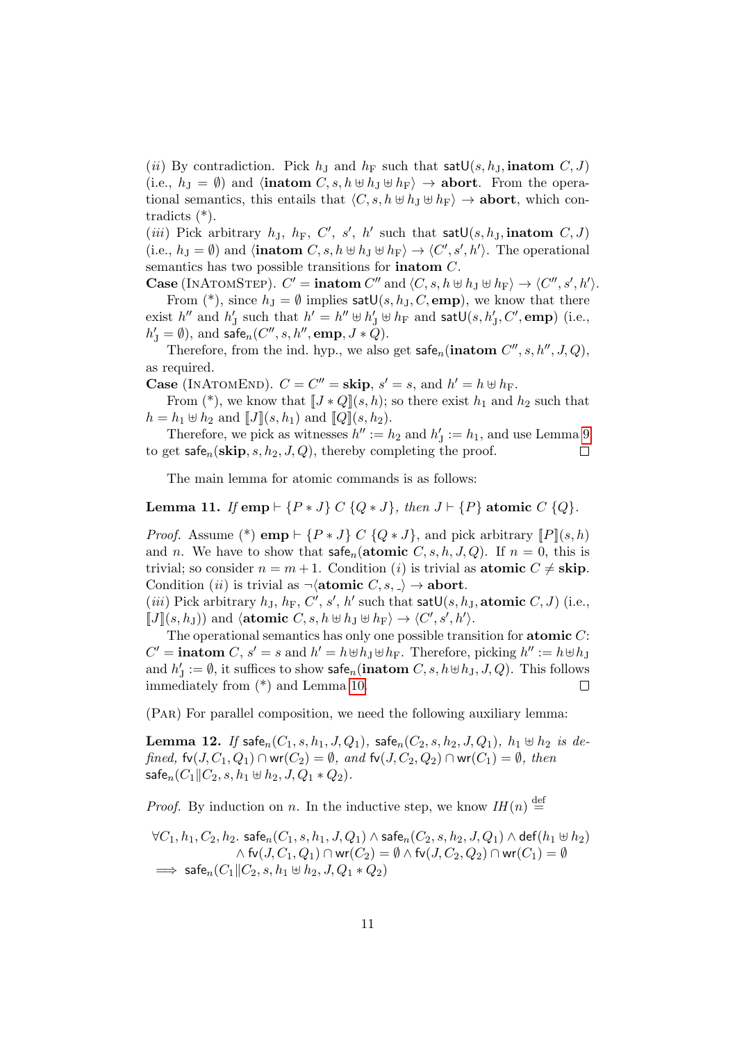(*ii*) By contradiction. Pick $h_{\mathrm{J}}$ and $h_{\mathrm{F}}$ such that $\mathsf{satU}(s, h_{\mathrm{J}}, \textbf{inatom } C, J)$ (i.e., $h_{\mathrm{J}} = \emptyset$) and $\langle \textbf{inatom } C, s, h \uplus h_{\mathrm{J}} \uplus h_{\mathrm{F}} \rangle \to \textbf{abort}$. From the operational semantics, this entails that $\langle C, s, h \uplus h_{\mathrm{J}} \uplus h_{\mathrm{F}} \rangle \to \textbf{abort}$, which contradicts (*).

(*iii*) Pick arbitrary $h_{\mathrm{J}}$, $h_{\mathrm{F}}$, $C'$, $s'$, $h'$ such that $\mathsf{satU}(s, h_{\mathrm{J}}, \textbf{inatom } C, J)$ (i.e., $h_{\mathrm{J}} = \emptyset$) and $\langle \textbf{inatom } C, s, h \uplus h_{\mathrm{J}} \uplus h_{\mathrm{F}} \rangle \to \langle C', s', h' \rangle$. The operational semantics has two possible transitions for $\textbf{inatom } C$.

**Case** (InAtomStep). $C' = \textbf{inatom } C''$ and $\langle C, s, h \uplus h_{\mathrm{J}} \uplus h_{\mathrm{F}} \rangle \to \langle C'', s', h' \rangle$.

From (*), since $h_{\mathrm{J}} = \emptyset$ implies $\mathsf{satU}(s, h_{\mathrm{J}}, C, \textbf{emp})$, we know that there exist $h''$ and $h'_{\mathrm{J}}$ such that $h' = h'' \uplus h'_{\mathrm{J}} \uplus h_{\mathrm{F}}$ and $\mathsf{satU}(s, h'_{\mathrm{J}}, C', \textbf{emp})$ (i.e., $h'_{\mathrm{J}} = \emptyset$), and $\mathsf{safe}_n(C'', s, h'', \textbf{emp}, J * Q)$.

Therefore, from the ind. hyp., we also get $\mathsf{safe}_n(\textbf{inatom } C'', s, h'', J, Q)$, as required.

**Case** (InAtomEnd). $C = C'' = \textbf{skip}$, $s' = s$, and $h' = h \uplus h_{\mathrm{F}}$.

From (*), we know that $[\![J * Q]\!](s, h)$; so there exist $h_1$ and $h_2$ such that $h = h_1 \uplus h_2$ and $[\![J]\!](s, h_1)$ and $[\![Q]\!](s, h_2)$.

Therefore, we pick as witnesses $h'' := h_2$ and $h'_{\mathrm{J}} := h_1$, and use Lemma 9 to get $\mathsf{safe}_n(\textbf{skip}, s, h_2, J, Q)$, thereby completing the proof. □

The main lemma for atomic commands is as follows:

**Lemma 11.** *If* $\textbf{emp} \vdash \{P * J\}\ C\ \{Q * J\}$*, then* $J \vdash \{P\}\ \textbf{atomic } C\ \{Q\}$*.*

*Proof.* Assume (*) $\textbf{emp} \vdash \{P * J\}\ C\ \{Q * J\}$, and pick arbitrary $[\![P]\!](s, h)$ and $n$. We have to show that $\mathsf{safe}_n(\textbf{atomic } C, s, h, J, Q)$. If $n = 0$, this is trivial; so consider $n = m + 1$. Condition (*i*) is trivial as $\textbf{atomic } C \neq \textbf{skip}$. Condition (*ii*) is trivial as $\neg \langle \textbf{atomic } C, s, \_ \rangle \to \textbf{abort}$.

(*iii*) Pick arbitrary $h_{\mathrm{J}}$, $h_{\mathrm{F}}$, $C'$, $s'$, $h'$ such that $\mathsf{satU}(s, h_{\mathrm{J}}, \textbf{atomic } C, J)$ (i.e., $[\![J]\!](s, h_{\mathrm{J}})$) and $\langle \textbf{atomic } C, s, h \uplus h_{\mathrm{J}} \uplus h_{\mathrm{F}} \rangle \to \langle C', s', h' \rangle$.

The operational semantics has only one possible transition for $\textbf{atomic } C$: $C' = \textbf{inatom } C$, $s' = s$ and $h' = h \uplus h_{\mathrm{J}} \uplus h_{\mathrm{F}}$. Therefore, picking $h'' := h \uplus h_{\mathrm{J}}$ and $h'_{\mathrm{J}} := \emptyset$, it suffices to show $\mathsf{safe}_n(\textbf{inatom } C, s, h \uplus h_{\mathrm{J}}, J, Q)$. This follows immediately from (*) and Lemma 10. □

(Par) For parallel composition, we need the following auxiliary lemma:

**Lemma 12.** *If* $\mathsf{safe}_n(C_1, s, h_1, J, Q_1)$*,* $\mathsf{safe}_n(C_2, s, h_2, J, Q_1)$*,* $h_1 \uplus h_2$ *is defined,* $\mathsf{fv}(J, C_1, Q_1) \cap \mathsf{wr}(C_2) = \emptyset$*, and* $\mathsf{fv}(J, C_2, Q_2) \cap \mathsf{wr}(C_1) = \emptyset$*, then* $\mathsf{safe}_n(C_1 \| C_2, s, h_1 \uplus h_2, J, Q_1 * Q_2)$*.*

*Proof.* By induction on $n$. In the inductive step, we know $IH(n) \stackrel{\text{def}}{=}$

$$
\begin{aligned}
\forall C_1, h_1, C_2, h_2.\ & \mathsf{safe}_n(C_1, s, h_1, J, Q_1) \wedge \mathsf{safe}_n(C_2, s, h_2, J, Q_1) \wedge \mathsf{def}(h_1 \uplus h_2) \\
& \wedge \mathsf{fv}(J, C_1, Q_1) \cap \mathsf{wr}(C_2) = \emptyset \wedge \mathsf{fv}(J, C_2, Q_2) \cap \mathsf{wr}(C_1) = \emptyset \\
\Longrightarrow\ & \mathsf{safe}_n(C_1 \| C_2, s, h_1 \uplus h_2, J, Q_1 * Q_2)
\end{aligned}
$$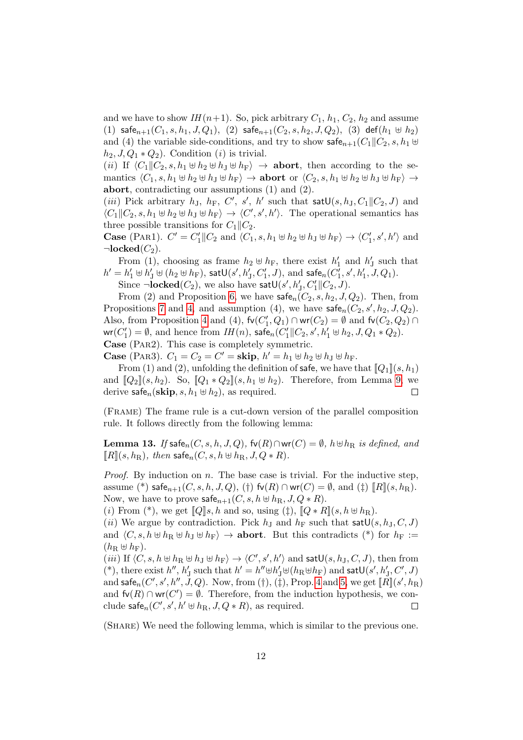and we have to show $IH(n{+}1)$. So, pick arbitrary $C_1$, $h_1$, $C_2$, $h_2$ and assume (1) $\mathsf{safe}_{n+1}(C_1, s, h_1, J, Q_1)$, (2) $\mathsf{safe}_{n+1}(C_2, s, h_2, J, Q_2)$, (3) $\mathsf{def}(h_1 \uplus h_2)$ and (4) the variable side-conditions, and try to show $\mathsf{safe}_{n+1}(C_1 \| C_2, s, h_1 \uplus h_2, J, Q_1 * Q_2)$. Condition $(i)$ is trivial.

$(ii)$ If $\langle C_1 \| C_2, s, h_1 \uplus h_2 \uplus h_\mathrm{J} \uplus h_\mathrm{F}\rangle \to \mathbf{abort}$, then according to the semantics $\langle C_1, s, h_1 \uplus h_2 \uplus h_\mathrm{J} \uplus h_\mathrm{F}\rangle \to \mathbf{abort}$ or $\langle C_2, s, h_1 \uplus h_2 \uplus h_\mathrm{J} \uplus h_\mathrm{F}\rangle \to \mathbf{abort}$, contradicting our assumptions (1) and (2).

$(iii)$ Pick arbitrary $h_\mathrm{J}$, $h_\mathrm{F}$, $C'$, $s'$, $h'$ such that $\mathsf{satU}(s, h_\mathrm{J}, C_1 \| C_2, J)$ and $\langle C_1 \| C_2, s, h_1 \uplus h_2 \uplus h_\mathrm{J} \uplus h_\mathrm{F}\rangle \to \langle C', s', h'\rangle$. The operational semantics has three possible transitions for $C_1 \| C_2$.

**Case** (Par1). $C' = C_1' \| C_2$ and $\langle C_1, s, h_1 \uplus h_2 \uplus h_\mathrm{J} \uplus h_\mathrm{F}\rangle \to \langle C_1', s', h'\rangle$ and $\neg\mathbf{locked}(C_2)$.

From (1), choosing as frame $h_2 \uplus h_\mathrm{F}$, there exist $h_1'$ and $h_\mathrm{J}'$ such that $h' = h_1' \uplus h_\mathrm{J}' \uplus (h_2 \uplus h_\mathrm{F})$, $\mathsf{satU}(s', h_\mathrm{J}', C_1', J)$, and $\mathsf{safe}_n(C_1', s', h_1', J, Q_1)$.

Since $\neg\mathbf{locked}(C_2)$, we also have $\mathsf{satU}(s', h_\mathrm{J}', C_1' \| C_2, J)$.

From (2) and Proposition 6, we have $\mathsf{safe}_n(C_2, s, h_2, J, Q_2)$. Then, from Propositions 7 and 4, and assumption (4), we have $\mathsf{safe}_n(C_2, s', h_2, J, Q_2)$. Also, from Proposition 4 and (4), $\mathsf{fv}(C_1', Q_1) \cap \mathsf{wr}(C_2) = \emptyset$ and $\mathsf{fv}(C_2, Q_2) \cap \mathsf{wr}(C_1') = \emptyset$, and hence from $IH(n)$, $\mathsf{safe}_n(C_1' \| C_2, s', h_1' \uplus h_2, J, Q_1 * Q_2)$.

**Case** (Par2). This case is completely symmetric.

**Case** (Par3). $C_1 = C_2 = C' = \mathbf{skip}$, $h' = h_1 \uplus h_2 \uplus h_\mathrm{J} \uplus h_\mathrm{F}$.

From (1) and (2), unfolding the definition of $\mathsf{safe}$, we have that $[\![Q_1]\!](s, h_1)$ and $[\![Q_2]\!](s, h_2)$. So, $[\![Q_1 * Q_2]\!](s, h_1 \uplus h_2)$. Therefore, from Lemma 9, we derive $\mathsf{safe}_n(\mathbf{skip}, s, h_1 \uplus h_2)$, as required. $\square$

(Frame) The frame rule is a cut-down version of the parallel composition rule. It follows directly from the following lemma:

**Lemma 13.** *If $\mathsf{safe}_n(C, s, h, J, Q)$, $\mathsf{fv}(R) \cap \mathsf{wr}(C) = \emptyset$, $h \uplus h_\mathrm{R}$ is defined, and $[\![R]\!](s, h_\mathrm{R})$, then $\mathsf{safe}_n(C, s, h \uplus h_\mathrm{R}, J, Q * R)$.*

*Proof.* By induction on $n$. The base case is trivial. For the inductive step, assume (\*) $\mathsf{safe}_{n+1}(C, s, h, J, Q)$, (†) $\mathsf{fv}(R) \cap \mathsf{wr}(C) = \emptyset$, and (‡) $[\![R]\!](s, h_\mathrm{R})$. Now, we have to prove $\mathsf{safe}_{n+1}(C, s, h \uplus h_\mathrm{R}, J, Q * R)$.

$(i)$ From (\*), we get $[\![Q]\!]s, h$ and so, using (‡), $[\![Q * R]\!](s, h \uplus h_\mathrm{R})$.

$(ii)$ We argue by contradiction. Pick $h_\mathrm{J}$ and $h_\mathrm{F}$ such that $\mathsf{satU}(s, h_\mathrm{J}, C, J)$ and $\langle C, s, h \uplus h_\mathrm{R} \uplus h_\mathrm{J} \uplus h_\mathrm{F}\rangle \to \mathbf{abort}$. But this contradicts (\*) for $h_\mathrm{F} := (h_\mathrm{R} \uplus h_\mathrm{F})$.

$(iii)$ If $\langle C, s, h \uplus h_\mathrm{R} \uplus h_\mathrm{J} \uplus h_\mathrm{F}\rangle \to \langle C', s', h'\rangle$ and $\mathsf{satU}(s, h_\mathrm{J}, C, J)$, then from (\*), there exist $h''$, $h_\mathrm{J}'$ such that $h' = h'' \uplus h_\mathrm{J}' \uplus (h_\mathrm{R} \uplus h_\mathrm{F})$ and $\mathsf{satU}(s', h_\mathrm{J}', C', J)$ and $\mathsf{safe}_n(C', s', h'', J, Q)$. Now, from (†), (‡), Prop. 4 and 5, we get $[\![R]\!](s', h_\mathrm{R})$ and $\mathsf{fv}(R) \cap \mathsf{wr}(C') = \emptyset$. Therefore, from the induction hypothesis, we conclude $\mathsf{safe}_n(C', s', h' \uplus h_\mathrm{R}, J, Q * R)$, as required. $\square$

(Share) We need the following lemma, which is similar to the previous one.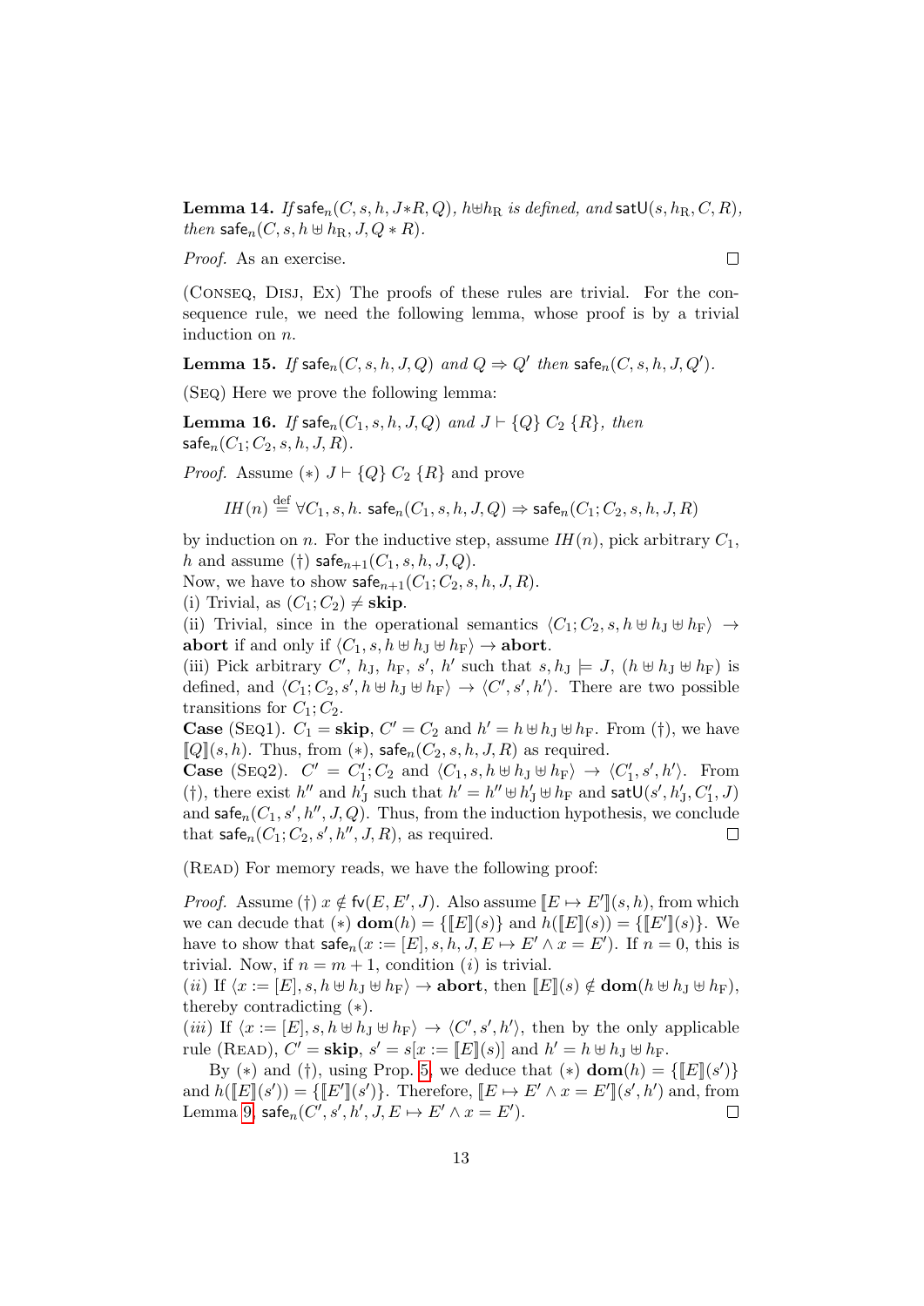**Lemma 14.** *If* $\mathsf{safe}_n(C, s, h, J{*}R, Q)$, $h \uplus h_{\mathrm{R}}$ *is defined, and* $\mathsf{satU}(s, h_{\mathrm{R}}, C, R)$, *then* $\mathsf{safe}_n(C, s, h \uplus h_{\mathrm{R}}, J, Q * R)$.

*Proof.* As an exercise. $\square$

(Conseq, Disj, Ex) The proofs of these rules are trivial. For the consequence rule, we need the following lemma, whose proof is by a trivial induction on $n$.

**Lemma 15.** *If* $\mathsf{safe}_n(C, s, h, J, Q)$ *and* $Q \Rightarrow Q'$ *then* $\mathsf{safe}_n(C, s, h, J, Q')$.

(Seq) Here we prove the following lemma:

**Lemma 16.** *If* $\mathsf{safe}_n(C_1, s, h, J, Q)$ *and* $J \vdash \{Q\}\ C_2\ \{R\}$, *then* $\mathsf{safe}_n(C_1; C_2, s, h, J, R)$.

*Proof.* Assume $(*)$ $J \vdash \{Q\}\ C_2\ \{R\}$ and prove

$$IH(n) \stackrel{\text{def}}{=} \forall C_1, s, h.\ \mathsf{safe}_n(C_1, s, h, J, Q) \Rightarrow \mathsf{safe}_n(C_1; C_2, s, h, J, R)$$

by induction on $n$. For the inductive step, assume $IH(n)$, pick arbitrary $C_1$, $h$ and assume $(\dagger)$ $\mathsf{safe}_{n+1}(C_1, s, h, J, Q)$.

Now, we have to show $\mathsf{safe}_{n+1}(C_1; C_2, s, h, J, R)$.

(i) Trivial, as $(C_1; C_2) \neq \mathbf{skip}$.

(ii) Trivial, since in the operational semantics $\langle C_1; C_2, s, h \uplus h_{\mathrm{J}} \uplus h_{\mathrm{F}}\rangle \to \mathbf{abort}$ if and only if $\langle C_1, s, h \uplus h_{\mathrm{J}} \uplus h_{\mathrm{F}}\rangle \to \mathbf{abort}$.

(iii) Pick arbitrary $C'$, $h_{\mathrm{J}}$, $h_{\mathrm{F}}$, $s'$, $h'$ such that $s, h_{\mathrm{J}} \models J$, $(h \uplus h_{\mathrm{J}} \uplus h_{\mathrm{F}})$ is defined, and $\langle C_1; C_2, s', h \uplus h_{\mathrm{J}} \uplus h_{\mathrm{F}}\rangle \to \langle C', s', h'\rangle$. There are two possible transitions for $C_1; C_2$.

**Case** (Seq1). $C_1 = \mathbf{skip}$, $C' = C_2$ and $h' = h \uplus h_{\mathrm{J}} \uplus h_{\mathrm{F}}$. From $(\dagger)$, we have $[\![Q]\!](s, h)$. Thus, from $(*)$, $\mathsf{safe}_n(C_2, s, h, J, R)$ as required.

**Case** (Seq2). $C' = C_1'; C_2$ and $\langle C_1, s, h \uplus h_{\mathrm{J}} \uplus h_{\mathrm{F}}\rangle \to \langle C_1', s', h'\rangle$. From $(\dagger)$, there exist $h''$ and $h_{\mathrm{J}}'$ such that $h' = h'' \uplus h_{\mathrm{J}}' \uplus h_{\mathrm{F}}$ and $\mathsf{satU}(s', h_{\mathrm{J}}', C_1', J)$ and $\mathsf{safe}_n(C_1, s', h'', J, Q)$. Thus, from the induction hypothesis, we conclude that $\mathsf{safe}_n(C_1; C_2, s', h'', J, R)$, as required. $\square$

(Read) For memory reads, we have the following proof:

*Proof.* Assume $(\dagger)$ $x \notin \mathsf{fv}(E, E', J)$. Also assume $[\![E \mapsto E']\!](s, h)$, from which we can decude that $(*)$ $\mathbf{dom}(h) = \{[\![E]\!](s)\}$ and $h([\![E]\!](s)) = \{[\![E']\!](s)\}$. We have to show that $\mathsf{safe}_n(x := [E], s, h, J, E \mapsto E' \wedge x = E')$. If $n = 0$, this is trivial. Now, if $n = m + 1$, condition $(i)$ is trivial.

$(ii)$ If $\langle x := [E], s, h \uplus h_{\mathrm{J}} \uplus h_{\mathrm{F}}\rangle \to \mathbf{abort}$, then $[\![E]\!](s) \notin \mathbf{dom}(h \uplus h_{\mathrm{J}} \uplus h_{\mathrm{F}})$, thereby contradicting $(*)$.

$(iii)$ If $\langle x := [E], s, h \uplus h_{\mathrm{J}} \uplus h_{\mathrm{F}}\rangle \to \langle C', s', h'\rangle$, then by the only applicable rule (Read), $C' = \mathbf{skip}$, $s' = s[x := [\![E]\!](s)]$ and $h' = h \uplus h_{\mathrm{J}} \uplus h_{\mathrm{F}}$.

By $(*)$ and $(\dagger)$, using Prop. 5, we deduce that $(*)$ $\mathbf{dom}(h) = \{[\![E]\!](s')\}$ and $h([\![E]\!](s')) = \{[\![E']\!](s')\}$. Therefore, $[\![E \mapsto E' \wedge x = E']\!](s', h')$ and, from Lemma 9, $\mathsf{safe}_n(C', s', h', J, E \mapsto E' \wedge x = E')$. $\square$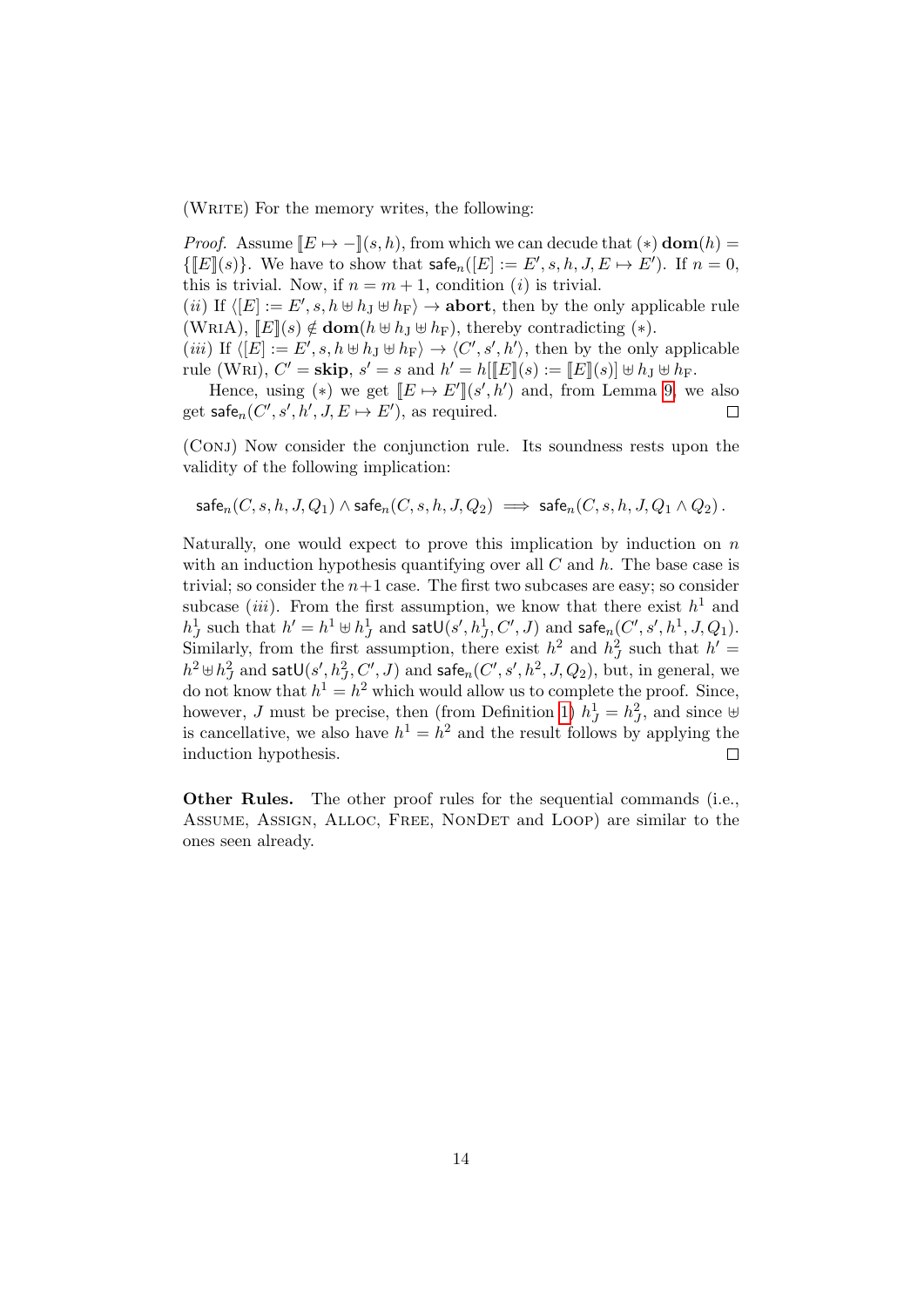(Write) For the memory writes, the following:

*Proof.* Assume $[\![E \mapsto -]\!](s,h)$, from which we can decude that $(*)$ $\mathbf{dom}(h) = \{[\![E]\!](s)\}$. We have to show that $\mathsf{safe}_n([E] := E', s, h, J, E \mapsto E')$. If $n = 0$, this is trivial. Now, if $n = m+1$, condition $(i)$ is trivial.

$(ii)$ If $\langle [E] := E', s, h \uplus h_{\mathrm{J}} \uplus h_{\mathrm{F}} \rangle \to \mathbf{abort}$, then by the only applicable rule (WriA), $[\![E]\!](s) \notin \mathbf{dom}(h \uplus h_{\mathrm{J}} \uplus h_{\mathrm{F}})$, thereby contradicting $(*)$.

$(iii)$ If $\langle [E] := E', s, h \uplus h_{\mathrm{J}} \uplus h_{\mathrm{F}} \rangle \to \langle C', s', h' \rangle$, then by the only applicable rule (Wri), $C' = \mathbf{skip}$, $s' = s$ and $h' = h[[\![E]\!](s) := [\![E]\!](s)] \uplus h_{\mathrm{J}} \uplus h_{\mathrm{F}}$.

Hence, using $(*)$ we get $[\![E \mapsto E']\!](s', h')$ and, from Lemma 9, we also get $\mathsf{safe}_n(C', s', h', J, E \mapsto E')$, as required. $\square$

(Conj) Now consider the conjunction rule. Its soundness rests upon the validity of the following implication:

$$\mathsf{safe}_n(C, s, h, J, Q_1) \wedge \mathsf{safe}_n(C, s, h, J, Q_2) \implies \mathsf{safe}_n(C, s, h, J, Q_1 \wedge Q_2)\,.$$

Naturally, one would expect to prove this implication by induction on $n$ with an induction hypothesis quantifying over all $C$ and $h$. The base case is trivial; so consider the $n+1$ case. The first two subcases are easy; so consider subcase $(iii)$. From the first assumption, we know that there exist $h^1$ and $h^1_J$ such that $h' = h^1 \uplus h^1_J$ and $\mathsf{satU}(s', h^1_J, C', J)$ and $\mathsf{safe}_n(C', s', h^1, J, Q_1)$. Similarly, from the first assumption, there exist $h^2$ and $h^2_J$ such that $h' = h^2 \uplus h^2_J$ and $\mathsf{satU}(s', h^2_J, C', J)$ and $\mathsf{safe}_n(C', s', h^2, J, Q_2)$, but, in general, we do not know that $h^1 = h^2$ which would allow us to complete the proof. Since, however, $J$ must be precise, then (from Definition 1) $h^1_J = h^2_J$, and since $\uplus$ is cancellative, we also have $h^1 = h^2$ and the result follows by applying the induction hypothesis. $\square$

**Other Rules.** The other proof rules for the sequential commands (i.e., Assume, Assign, Alloc, Free, NonDet and Loop) are similar to the ones seen already.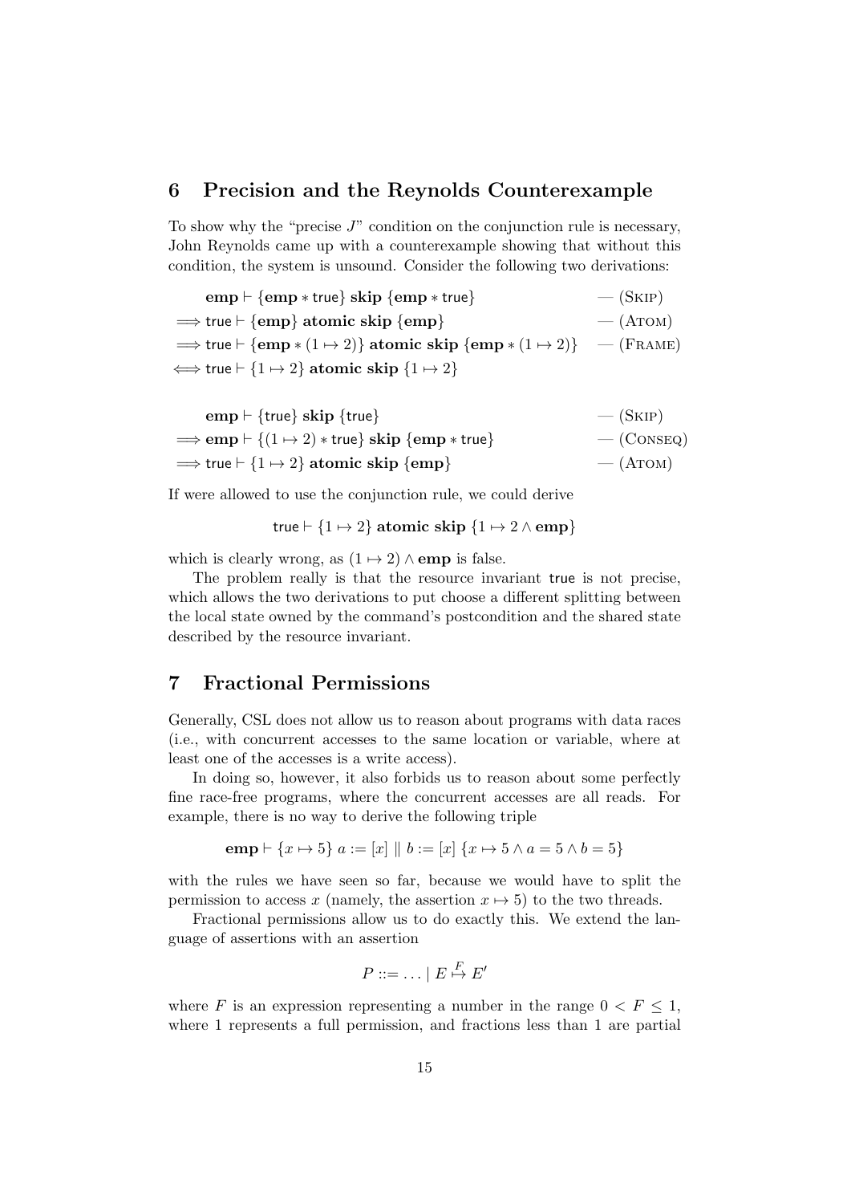## 6 Precision and the Reynolds Counterexample

To show why the "precise $J$" condition on the conjunction rule is necessary, John Reynolds came up with a counterexample showing that without this condition, the system is unsound. Consider the following two derivations:

$$
\begin{array}{lr}
\quad \mathbf{emp} \vdash \{\mathbf{emp} * \mathsf{true}\}\ \mathbf{skip}\ \{\mathbf{emp} * \mathsf{true}\} & \text{— (SKIP)} \\
\Longrightarrow \mathsf{true} \vdash \{\mathbf{emp}\}\ \mathbf{atomic\ skip}\ \{\mathbf{emp}\} & \text{— (ATOM)} \\
\Longrightarrow \mathsf{true} \vdash \{\mathbf{emp} * (1 \mapsto 2)\}\ \mathbf{atomic\ skip}\ \{\mathbf{emp} * (1 \mapsto 2)\} & \text{— (FRAME)} \\
\Longleftrightarrow \mathsf{true} \vdash \{1 \mapsto 2\}\ \mathbf{atomic\ skip}\ \{1 \mapsto 2\} &
\end{array}
$$

$$
\begin{array}{lr}
\quad \mathbf{emp} \vdash \{\mathsf{true}\}\ \mathbf{skip}\ \{\mathsf{true}\} & \text{— (SKIP)} \\
\Longrightarrow \mathbf{emp} \vdash \{(1 \mapsto 2) * \mathsf{true}\}\ \mathbf{skip}\ \{\mathbf{emp} * \mathsf{true}\} & \text{— (CONSEQ)} \\
\Longrightarrow \mathsf{true} \vdash \{1 \mapsto 2\}\ \mathbf{atomic\ skip}\ \{\mathbf{emp}\} & \text{— (ATOM)}
\end{array}
$$

If were allowed to use the conjunction rule, we could derive

$$\mathsf{true} \vdash \{1 \mapsto 2\}\ \mathbf{atomic\ skip}\ \{1 \mapsto 2 \wedge \mathbf{emp}\}$$

which is clearly wrong, as $(1 \mapsto 2) \wedge \mathbf{emp}$ is false.

The problem really is that the resource invariant true is not precise, which allows the two derivations to put choose a different splitting between the local state owned by the command's postcondition and the shared state described by the resource invariant.

## 7 Fractional Permissions

Generally, CSL does not allow us to reason about programs with data races (i.e., with concurrent accesses to the same location or variable, where at least one of the accesses is a write access).

In doing so, however, it also forbids us to reason about some perfectly fine race-free programs, where the concurrent accesses are all reads. For example, there is no way to derive the following triple

$$\mathbf{emp} \vdash \{x \mapsto 5\}\ a := [x] \parallel b := [x]\ \{x \mapsto 5 \wedge a = 5 \wedge b = 5\}$$

with the rules we have seen so far, because we would have to split the permission to access $x$ (namely, the assertion $x \mapsto 5$) to the two threads.

Fractional permissions allow us to do exactly this. We extend the language of assertions with an assertion

$$P ::= \ldots \mid E \overset{F}{\mapsto} E'$$

where $F$ is an expression representing a number in the range $0 < F \leq 1$, where 1 represents a full permission, and fractions less than 1 are partial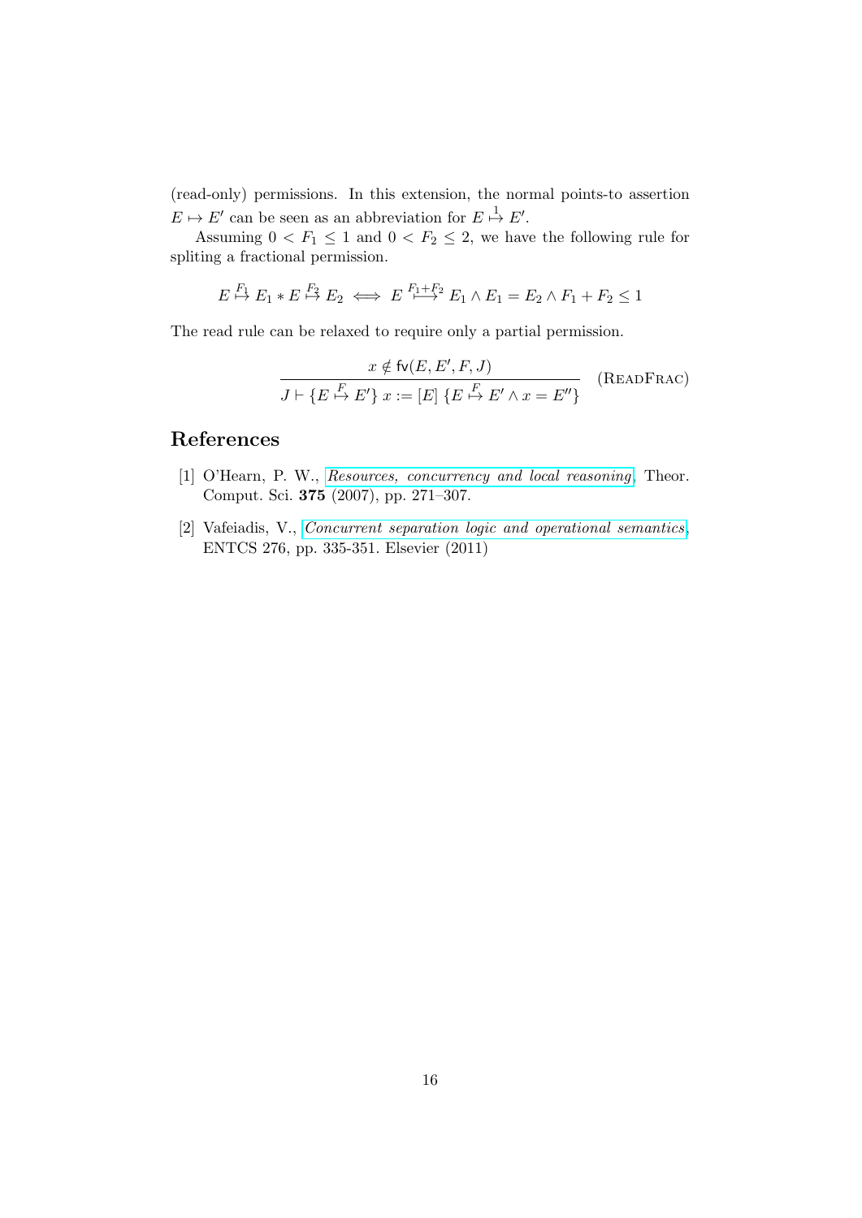(read-only) permissions. In this extension, the normal points-to assertion $E \mapsto E'$ can be seen as an abbreviation for $E \overset{1}{\mapsto} E'$.

Assuming $0 < F_1 \leq 1$ and $0 < F_2 \leq 2$, we have the following rule for spliting a fractional permission.

$$E \overset{F_1}{\mapsto} E_1 * E \overset{F_2}{\mapsto} E_2 \iff E \overset{F_1+F_2}{\longmapsto} E_1 \wedge E_1 = E_2 \wedge F_1 + F_2 \leq 1$$

The read rule can be relaxed to require only a partial permission.

$$\frac{x \notin \mathsf{fv}(E, E', F, J)}{J \vdash \{E \overset{F}{\mapsto} E'\}\ x := [E]\ \{E \overset{F}{\mapsto} E' \wedge x = E''\}} \quad (\textsc{ReadFrac})$$

## References

[1] O'Hearn, P. W., *Resources, concurrency and local reasoning*, Theor. Comput. Sci. **375** (2007), pp. 271–307.

[2] Vafeiadis, V., *Concurrent separation logic and operational semantics*, ENTCS 276, pp. 335-351. Elsevier (2011)